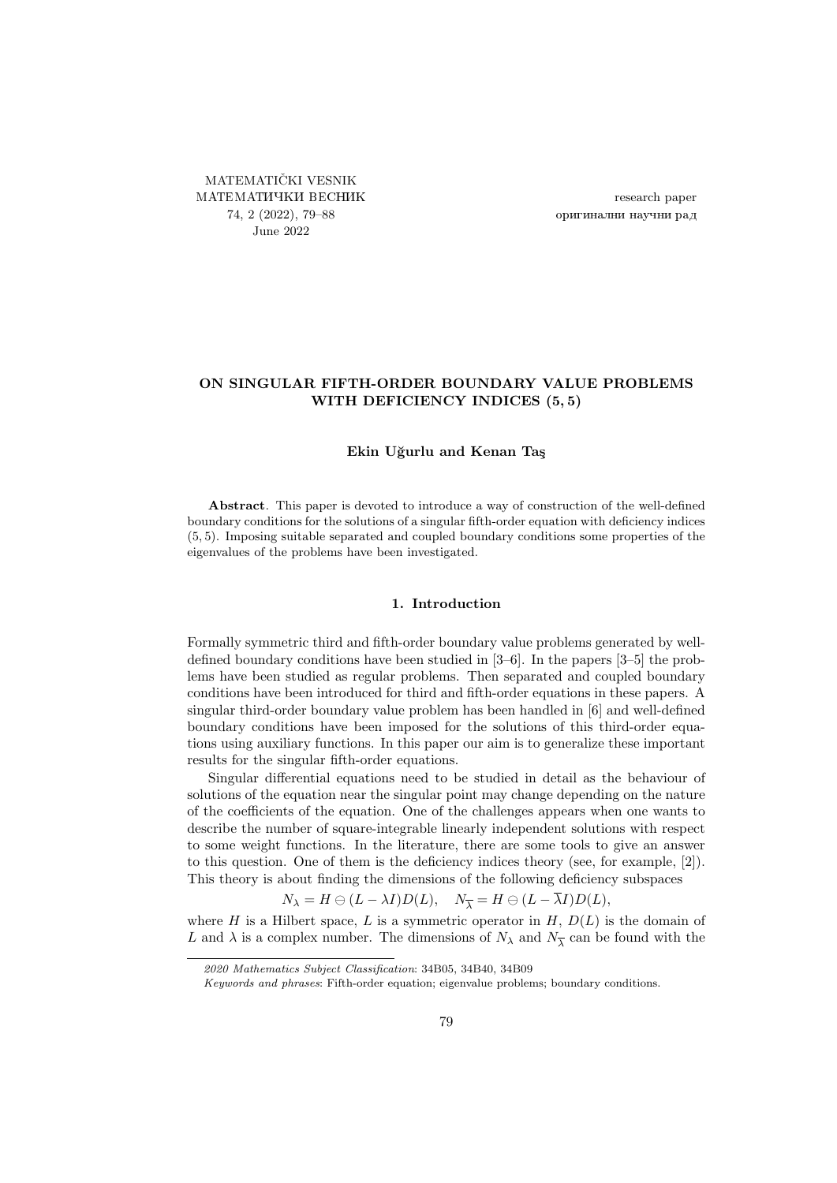# ON SINGULAR FIFTH-ORDER BOUNDARY VALUE PROBLEMS WITH DEFICIENCY INDICES $(5, 5)$

**Ekin Uğurlu and Kenan Taş**

**Abstract**. This paper is devoted to introduce a way of construction of the well-defined boundary conditions for the solutions of a singular fifth-order equation with deficiency indices $(5, 5)$. Imposing suitable separated and coupled boundary conditions some properties of the eigenvalues of the problems have been investigated.

## 1. Introduction

Formally symmetric third and fifth-order boundary value problems generated by well-defined boundary conditions have been studied in [3–6]. In the papers [3–5] the problems have been studied as regular problems. Then separated and coupled boundary conditions have been introduced for third and fifth-order equations in these papers. A singular third-order boundary value problem has been handled in [6] and well-defined boundary conditions have been imposed for the solutions of this third-order equations using auxiliary functions. In this paper our aim is to generalize these important results for the singular fifth-order equations.

Singular differential equations need to be studied in detail as the behaviour of solutions of the equation near the singular point may change depending on the nature of the coefficients of the equation. One of the challenges appears when one wants to describe the number of square-integrable linearly independent solutions with respect to some weight functions. In the literature, there are some tools to give an answer to this question. One of them is the deficiency indices theory (see, for example, [2]). This theory is about finding the dimensions of the following deficiency subspaces

$$N_\lambda = H \ominus (L - \lambda I)D(L), \quad N_{\overline{\lambda}} = H \ominus (L - \overline{\lambda} I)D(L),$$

where $H$ is a Hilbert space, $L$ is a symmetric operator in $H$, $D(L)$ is the domain of $L$ and $\lambda$ is a complex number. The dimensions of $N_\lambda$ and $N_{\overline{\lambda}}$ can be found with the

*2020 Mathematics Subject Classification*: 34B05, 34B40, 34B09

*Keywords and phrases*: Fifth-order equation; eigenvalue problems; boundary conditions.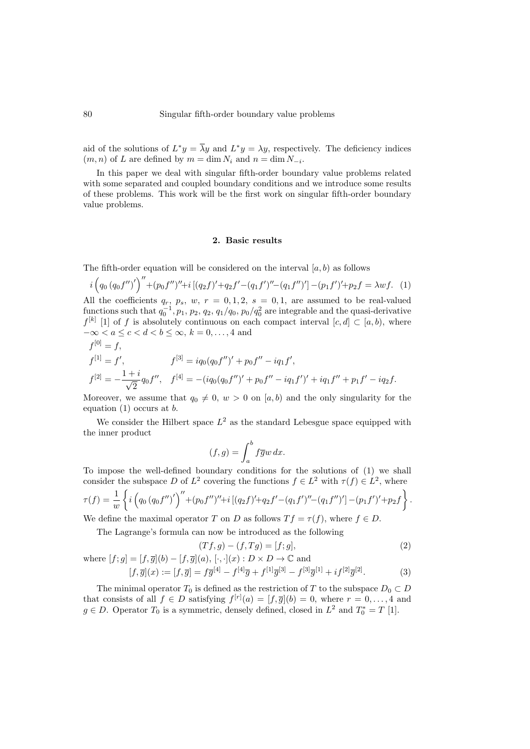aid of the solutions of $L^*y = \overline{\lambda}y$ and $L^*y = \lambda y$, respectively. The deficiency indices $(m, n)$ of $L$ are defined by $m = \dim N_i$ and $n = \dim N_{-i}$.

In this paper we deal with singular fifth-order boundary value problems related with some separated and coupled boundary conditions and we introduce some results of these problems. This work will be the first work on singular fifth-order boundary value problems.

## 2. Basic results

The fifth-order equation will be considered on the interval $[a, b)$ as follows

$$i\left(q_0\left(q_0 f''\right)'\right)''+(p_0 f'')''+i\left[(q_2 f)'+q_2 f'-(q_1 f')''-(q_1 f'')'\right]-(p_1 f')'+p_2 f = \lambda w f. \quad (1)$$

All the coefficients $q_r$, $p_s$, $w$, $r = 0, 1, 2$, $s = 0, 1$, are assumed to be real-valued functions such that $q_0^{-1}, p_1, p_2, q_2, q_1/q_0, p_0/q_0^2$ are integrable and the quasi-derivative $f^{[k]}$ [1] of $f$ is absolutely continuous on each compact interval $[c, d] \subset [a, b)$, where $-\infty < a \le c < d < b \le \infty$, $k = 0, \ldots, 4$ and

$$f^{[0]} = f,$$

$$f^{[1]} = f', \qquad f^{[3]} = iq_0(q_0 f'')' + p_0 f'' - iq_1 f',$$

$$f^{[2]} = -\frac{1+i}{\sqrt{2}} q_0 f'', \quad f^{[4]} = -(iq_0(q_0 f'')' + p_0 f'' - iq_1 f')' + iq_1 f'' + p_1 f' - iq_2 f.$$

Moreover, we assume that $q_0 \neq 0$, $w > 0$ on $[a, b)$ and the only singularity for the equation (1) occurs at $b$.

We consider the Hilbert space $L^2$ as the standard Lebesgue space equipped with the inner product

$$(f, g) = \int_a^b f\overline{g} w \, dx.$$

To impose the well-defined boundary conditions for the solutions of (1) we shall consider the subspace $D$ of $L^2$ covering the functions $f \in L^2$ with $\tau(f) \in L^2$, where

$$\tau(f) = \frac{1}{w}\left\{i\left(q_0\left(q_0 f''\right)'\right)''+(p_0 f'')''+i\left[(q_2 f)'+q_2 f'-(q_1 f')''-(q_1 f'')'\right]-(p_1 f')'+p_2 f\right\}.$$

We define the maximal operator $T$ on $D$ as follows $Tf = \tau(f)$, where $f \in D$.

The Lagrange's formula can now be introduced as the following

$$(Tf, g) - (f, Tg) = [f; g], \quad (2)$$

where $[f; g] = [f, \overline{g}](b) - [f, \overline{g}](a)$, $[\cdot, \cdot](x) : D \times D \to \mathbb{C}$ and

$$[f, \overline{g}](x) := [f, \overline{g}] = f\overline{g}^{[4]} - f^{[4]}\overline{g} + f^{[1]}\overline{g}^{[3]} - f^{[3]}\overline{g}^{[1]} + if^{[2]}\overline{g}^{[2]}. \quad (3)$$

The minimal operator $T_0$ is defined as the restriction of $T$ to the subspace $D_0 \subset D$ that consists of all $f \in D$ satisfying $f^{[r]}(a) = [f, \overline{g}](b) = 0$, where $r = 0, \ldots, 4$ and $g \in D$. Operator $T_0$ is a symmetric, densely defined, closed in $L^2$ and $T_0^* = T$ [1].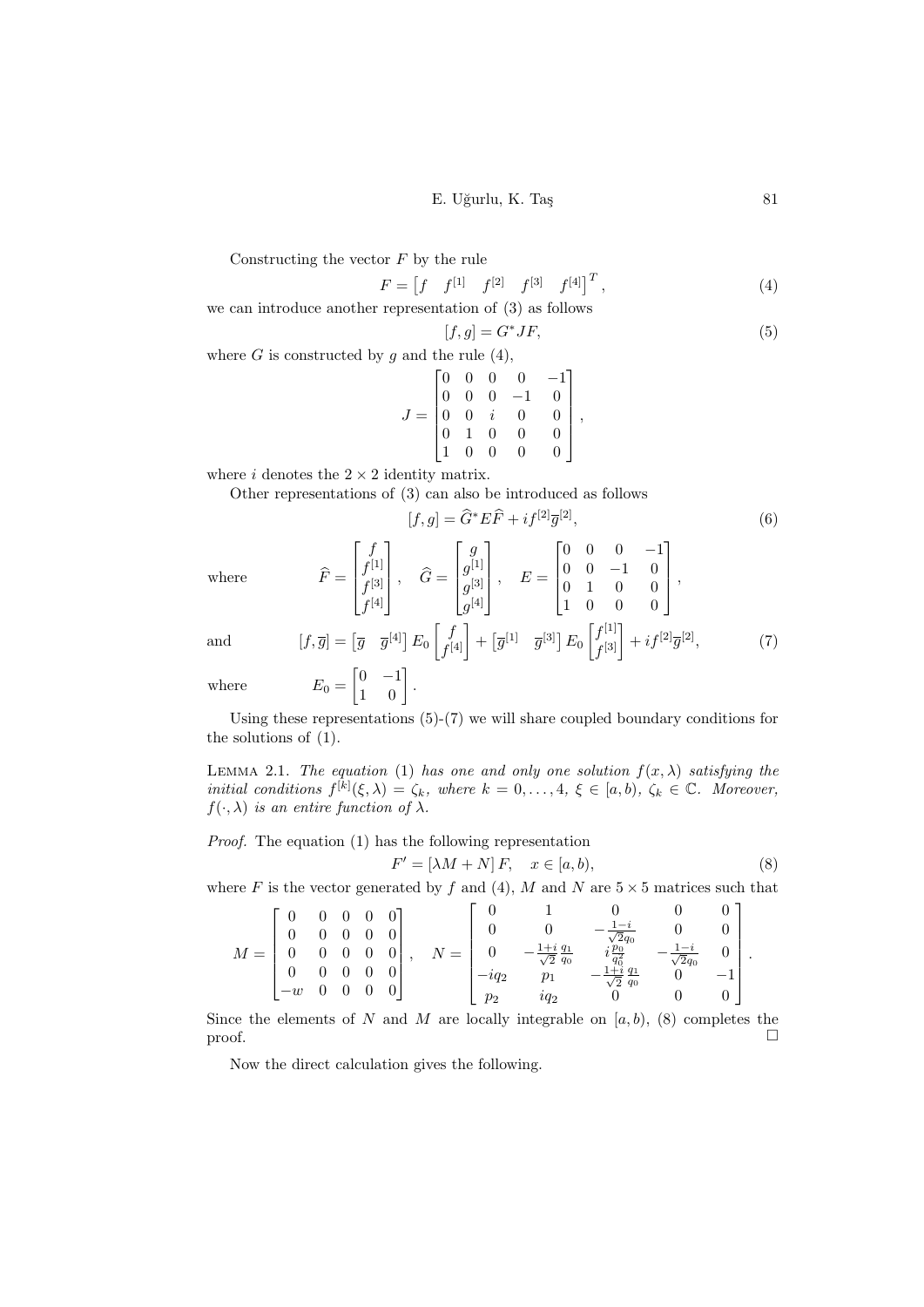Constructing the vector $F$ by the rule

$$F = \begin{bmatrix} f & f^{[1]} & f^{[2]} & f^{[3]} & f^{[4]} \end{bmatrix}^T, \tag{4}$$

we can introduce another representation of (3) as follows

$$[f, g] = G^* J F, \tag{5}$$

where $G$ is constructed by $g$ and the rule (4),

$$J = \begin{bmatrix} 0 & 0 & 0 & 0 & -1 \\ 0 & 0 & 0 & -1 & 0 \\ 0 & 0 & i & 0 & 0 \\ 0 & 1 & 0 & 0 & 0 \\ 1 & 0 & 0 & 0 & 0 \end{bmatrix},$$

where $i$ denotes the $2 \times 2$ identity matrix.

Other representations of (3) can also be introduced as follows

$$[f, g] = \widehat{G}^* E \widehat{F} + i f^{[2]} \overline{g}^{[2]}, \tag{6}$$

where
$$\widehat{F} = \begin{bmatrix} f \\ f^{[1]} \\ f^{[3]} \\ f^{[4]} \end{bmatrix}, \quad \widehat{G} = \begin{bmatrix} g \\ g^{[1]} \\ g^{[3]} \\ g^{[4]} \end{bmatrix}, \quad E = \begin{bmatrix} 0 & 0 & 0 & -1 \\ 0 & 0 & -1 & 0 \\ 0 & 1 & 0 & 0 \\ 1 & 0 & 0 & 0 \end{bmatrix},$$

and
$$[f, \overline{g}] = \begin{bmatrix} \overline{g} & \overline{g}^{[4]} \end{bmatrix} E_0 \begin{bmatrix} f \\ f^{[4]} \end{bmatrix} + \begin{bmatrix} \overline{g}^{[1]} & \overline{g}^{[3]} \end{bmatrix} E_0 \begin{bmatrix} f^{[1]} \\ f^{[3]} \end{bmatrix} + i f^{[2]} \overline{g}^{[2]}, \tag{7}$$

where
$$E_0 = \begin{bmatrix} 0 & -1 \\ 1 & 0 \end{bmatrix}.$$

Using these representations (5)-(7) we will share coupled boundary conditions for the solutions of (1).

**Lemma 2.1.** *The equation* (1) *has one and only one solution $f(x, \lambda)$ satisfying the initial conditions $f^{[k]}(\xi, \lambda) = \zeta_k$, where $k = 0, \ldots, 4$, $\xi \in [a, b)$, $\zeta_k \in \mathbb{C}$. Moreover, $f(\cdot, \lambda)$ is an entire function of $\lambda$.*

*Proof.* The equation (1) has the following representation

$$F' = [\lambda M + N] F, \quad x \in [a, b), \tag{8}$$

where $F$ is the vector generated by $f$ and (4), $M$ and $N$ are $5 \times 5$ matrices such that

$$M = \begin{bmatrix} 0 & 0 & 0 & 0 & 0 \\ 0 & 0 & 0 & 0 & 0 \\ 0 & 0 & 0 & 0 & 0 \\ 0 & 0 & 0 & 0 & 0 \\ -w & 0 & 0 & 0 & 0 \end{bmatrix}, \quad N = \begin{bmatrix} 0 & 1 & 0 & 0 & 0 \\ 0 & 0 & -\frac{1-i}{\sqrt{2} q_0} & 0 & 0 \\ 0 & -\frac{1+i}{\sqrt{2}} \frac{q_1}{q_0} & i \frac{p_0}{q_0^2} & -\frac{1-i}{\sqrt{2} q_0} & 0 \\ -i q_2 & p_1 & -\frac{1+i}{\sqrt{2}} \frac{q_1}{q_0} & 0 & -1 \\ p_2 & i q_2 & 0 & 0 & 0 \end{bmatrix}.$$

Since the elements of $N$ and $M$ are locally integrable on $[a, b)$, (8) completes the proof. $\square$

Now the direct calculation gives the following.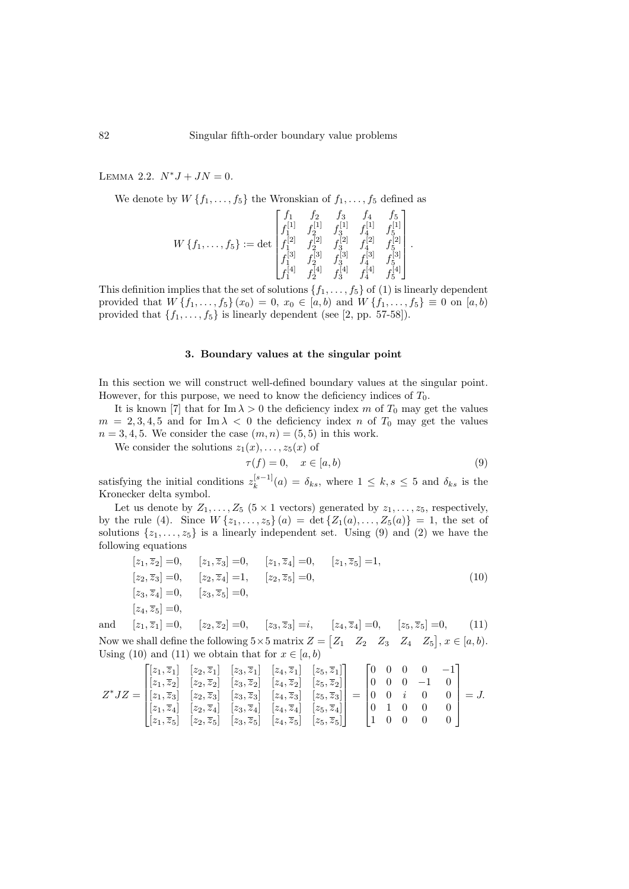Lemma 2.2. $N^*J + JN = 0$.

We denote by $W\{f_1, \dots, f_5\}$ the Wronskian of $f_1, \dots, f_5$ defined as

$$W\{f_1, \dots, f_5\} := \det \begin{bmatrix} f_1 & f_2 & f_3 & f_4 & f_5 \\ f_1^{[1]} & f_2^{[1]} & f_3^{[1]} & f_4^{[1]} & f_5^{[1]} \\ f_1^{[2]} & f_2^{[2]} & f_3^{[2]} & f_4^{[2]} & f_5^{[2]} \\ f_1^{[3]} & f_2^{[3]} & f_3^{[3]} & f_4^{[3]} & f_5^{[3]} \\ f_1^{[4]} & f_2^{[4]} & f_3^{[4]} & f_4^{[4]} & f_5^{[4]} \end{bmatrix}.$$

This definition implies that the set of solutions $\{f_1, \dots, f_5\}$ of (1) is linearly dependent provided that $W\{f_1, \dots, f_5\}(x_0) = 0$, $x_0 \in [a, b)$ and $W\{f_1, \dots, f_5\} \equiv 0$ on $[a, b)$ provided that $\{f_1, \dots, f_5\}$ is linearly dependent (see [2, pp. 57-58]).

### 3. Boundary values at the singular point

In this section we will construct well-defined boundary values at the singular point. However, for this purpose, we need to know the deficiency indices of $T_0$.

It is known [7] that for $\operatorname{Im}\lambda > 0$ the deficiency index $m$ of $T_0$ may get the values $m = 2, 3, 4, 5$ and for $\operatorname{Im}\lambda < 0$ the deficiency index $n$ of $T_0$ may get the values $n = 3, 4, 5$. We consider the case $(m, n) = (5, 5)$ in this work.

We consider the solutions $z_1(x), \dots, z_5(x)$ of

$$\tau(f) = 0, \quad x \in [a, b) \tag{9}$$

satisfying the initial conditions $z_k^{[s-1]}(a) = \delta_{ks}$, where $1 \le k, s \le 5$ and $\delta_{ks}$ is the Kronecker delta symbol.

Let us denote by $Z_1, \dots, Z_5$ ($5 \times 1$ vectors) generated by $z_1, \dots, z_5$, respectively, by the rule (4). Since $W\{z_1, \dots, z_5\}(a) = \det\{Z_1(a), \dots, Z_5(a)\} = 1$, the set of solutions $\{z_1, \dots, z_5\}$ is a linearly independent set. Using (9) and (2) we have the following equations

$$\begin{aligned} &[z_1, \overline{z}_2] = 0, \quad [z_1, \overline{z}_3] = 0, \quad [z_1, \overline{z}_4] = 0, \quad [z_1, \overline{z}_5] = 1, \\ &[z_2, \overline{z}_3] = 0, \quad [z_2, \overline{z}_4] = 1, \quad [z_2, \overline{z}_5] = 0, \\ &[z_3, \overline{z}_4] = 0, \quad [z_3, \overline{z}_5] = 0, \\ &[z_4, \overline{z}_5] = 0, \end{aligned} \tag{10}$$

and

$$[z_1, \overline{z}_1] = 0, \quad [z_2, \overline{z}_2] = 0, \quad [z_3, \overline{z}_3] = i, \quad [z_4, \overline{z}_4] = 0, \quad [z_5, \overline{z}_5] = 0, \tag{11}$$

Now we shall define the following $5 \times 5$ matrix $Z = \begin{bmatrix} Z_1 & Z_2 & Z_3 & Z_4 & Z_5 \end{bmatrix}$, $x \in [a, b)$. Using (10) and (11) we obtain that for $x \in [a, b)$

$$Z^*JZ = \begin{bmatrix} [z_1, \overline{z}_1] & [z_2, \overline{z}_1] & [z_3, \overline{z}_1] & [z_4, \overline{z}_1] & [z_5, \overline{z}_1] \\ [z_1, \overline{z}_2] & [z_2, \overline{z}_2] & [z_3, \overline{z}_2] & [z_4, \overline{z}_2] & [z_5, \overline{z}_2] \\ [z_1, \overline{z}_3] & [z_2, \overline{z}_3] & [z_3, \overline{z}_3] & [z_4, \overline{z}_3] & [z_5, \overline{z}_3] \\ [z_1, \overline{z}_4] & [z_2, \overline{z}_4] & [z_3, \overline{z}_4] & [z_4, \overline{z}_4] & [z_5, \overline{z}_4] \\ [z_1, \overline{z}_5] & [z_2, \overline{z}_5] & [z_3, \overline{z}_5] & [z_4, \overline{z}_5] & [z_5, \overline{z}_5] \end{bmatrix} = \begin{bmatrix} 0 & 0 & 0 & 0 & -1 \\ 0 & 0 & 0 & -1 & 0 \\ 0 & 0 & i & 0 & 0 \\ 0 & 1 & 0 & 0 & 0 \\ 1 & 0 & 0 & 0 & 0 \end{bmatrix} = J.$$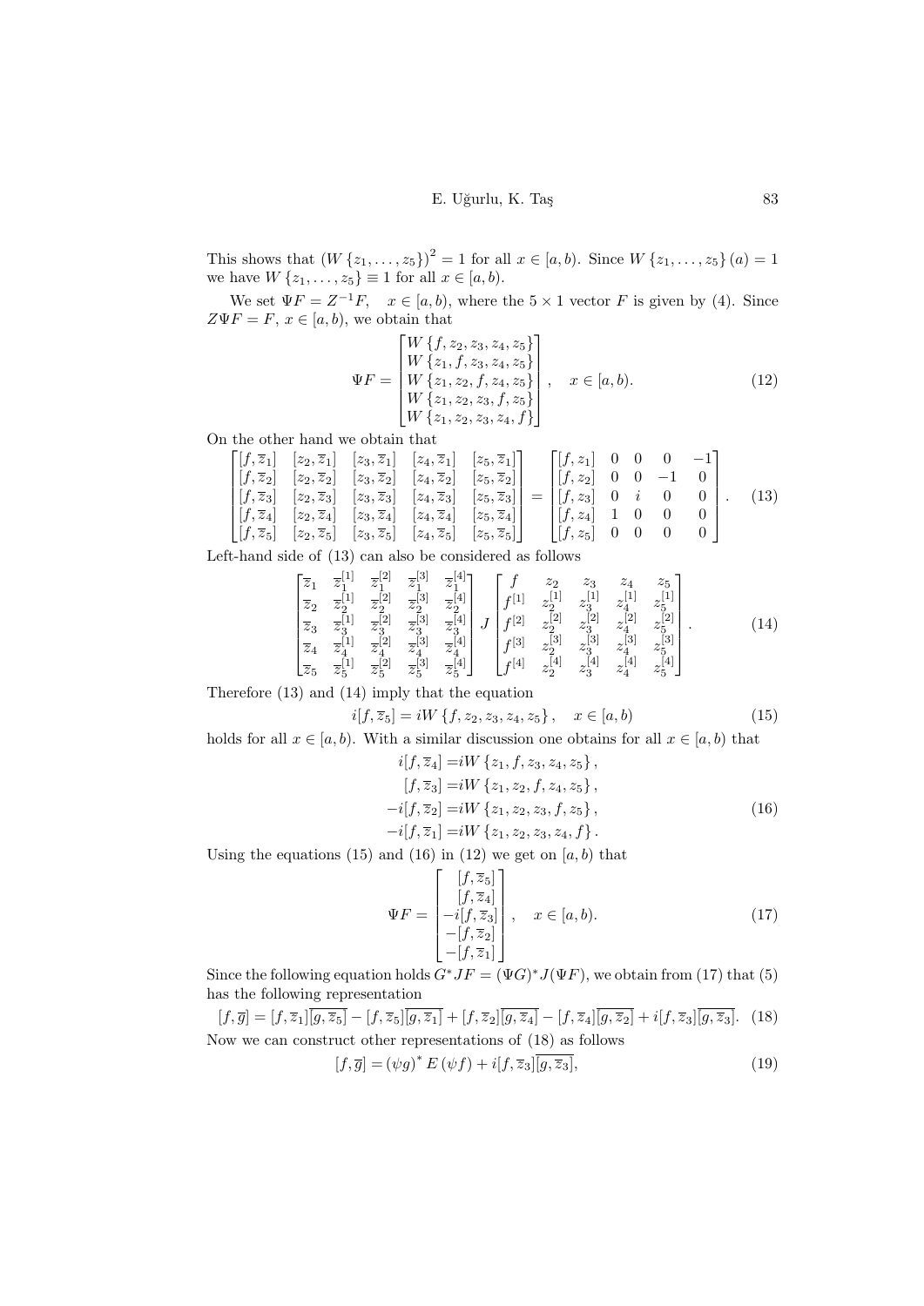This shows that $(W\{z_1,\ldots,z_5\})^2 = 1$ for all $x \in [a,b)$. Since $W\{z_1,\ldots,z_5\}(a) = 1$ we have $W\{z_1,\ldots,z_5\} \equiv 1$ for all $x \in [a,b)$.

We set $\Psi F = Z^{-1}F, \quad x \in [a,b)$, where the $5 \times 1$ vector $F$ is given by (4). Since $Z\Psi F = F$, $x \in [a,b)$, we obtain that

$$\Psi F = \begin{bmatrix} W\{f,z_2,z_3,z_4,z_5\} \\ W\{z_1,f,z_3,z_4,z_5\} \\ W\{z_1,z_2,f,z_4,z_5\} \\ W\{z_1,z_2,z_3,f,z_5\} \\ W\{z_1,z_2,z_3,z_4,f\} \end{bmatrix}, \quad x \in [a,b). \tag{12}$$

On the other hand we obtain that

$$\begin{bmatrix} [f,\overline{z}_1] & [z_2,\overline{z}_1] & [z_3,\overline{z}_1] & [z_4,\overline{z}_1] & [z_5,\overline{z}_1] \\ [f,\overline{z}_2] & [z_2,\overline{z}_2] & [z_3,\overline{z}_2] & [z_4,\overline{z}_2] & [z_5,\overline{z}_2] \\ [f,\overline{z}_3] & [z_2,\overline{z}_3] & [z_3,\overline{z}_3] & [z_4,\overline{z}_3] & [z_5,\overline{z}_3] \\ [f,\overline{z}_4] & [z_2,\overline{z}_4] & [z_3,\overline{z}_4] & [z_4,\overline{z}_4] & [z_5,\overline{z}_4] \\ [f,\overline{z}_5] & [z_2,\overline{z}_5] & [z_3,\overline{z}_5] & [z_4,\overline{z}_5] & [z_5,\overline{z}_5] \end{bmatrix} = \begin{bmatrix} [f,z_1] & 0 & 0 & 0 & -1 \\ [f,z_2] & 0 & 0 & -1 & 0 \\ [f,z_3] & 0 & i & 0 & 0 \\ [f,z_4] & 1 & 0 & 0 & 0 \\ [f,z_5] & 0 & 0 & 0 & 0 \end{bmatrix}. \tag{13}$$

Left-hand side of (13) can also be considered as follows

$$\begin{bmatrix} \overline{z}_1 & \overline{z}_1^{[1]} & \overline{z}_1^{[2]} & \overline{z}_1^{[3]} & \overline{z}_1^{[4]} \\ \overline{z}_2 & \overline{z}_2^{[1]} & \overline{z}_2^{[2]} & \overline{z}_2^{[3]} & \overline{z}_2^{[4]} \\ \overline{z}_3 & \overline{z}_3^{[1]} & \overline{z}_3^{[2]} & \overline{z}_3^{[3]} & \overline{z}_3^{[4]} \\ \overline{z}_4 & \overline{z}_4^{[1]} & \overline{z}_4^{[2]} & \overline{z}_4^{[3]} & \overline{z}_4^{[4]} \\ \overline{z}_5 & \overline{z}_5^{[1]} & \overline{z}_5^{[2]} & \overline{z}_5^{[3]} & \overline{z}_5^{[4]} \end{bmatrix} J \begin{bmatrix} f & z_2 & z_3 & z_4 & z_5 \\ f^{[1]} & z_2^{[1]} & z_3^{[1]} & z_4^{[1]} & z_5^{[1]} \\ f^{[2]} & z_2^{[2]} & z_3^{[2]} & z_4^{[2]} & z_5^{[2]} \\ f^{[3]} & z_2^{[3]} & z_3^{[3]} & z_4^{[3]} & z_5^{[3]} \\ f^{[4]} & z_2^{[4]} & z_3^{[4]} & z_4^{[4]} & z_5^{[4]} \end{bmatrix}. \tag{14}$$

Therefore (13) and (14) imply that the equation

$$i[f,\overline{z}_5] = iW\{f,z_2,z_3,z_4,z_5\}, \quad x \in [a,b) \tag{15}$$

holds for all $x \in [a,b)$. With a similar discussion one obtains for all $x \in [a,b)$ that

$$\begin{aligned} i[f,\overline{z}_4] &= iW\{z_1,f,z_3,z_4,z_5\}, \\ [f,\overline{z}_3] &= iW\{z_1,z_2,f,z_4,z_5\}, \\ -i[f,\overline{z}_2] &= iW\{z_1,z_2,z_3,f,z_5\}, \\ -i[f,\overline{z}_1] &= iW\{z_1,z_2,z_3,z_4,f\}. \end{aligned} \tag{16}$$

Using the equations (15) and (16) in (12) we get on $[a,b)$ that

$$\Psi F = \begin{bmatrix} [f,\overline{z}_5] \\ [f,\overline{z}_4] \\ -i[f,\overline{z}_3] \\ -[f,\overline{z}_2] \\ -[f,\overline{z}_1] \end{bmatrix}, \quad x \in [a,b). \tag{17}$$

Since the following equation holds $G^*JF = (\Psi G)^*J(\Psi F)$, we obtain from (17) that (5) has the following representation

$$[f,\overline{g}] = [f,\overline{z}_1]\overline{[g,\overline{z}_5]} - [f,\overline{z}_5]\overline{[g,\overline{z}_1]} + [f,\overline{z}_2]\overline{[g,\overline{z}_4]} - [f,\overline{z}_4]\overline{[g,\overline{z}_2]} + i[f,\overline{z}_3]\overline{[g,\overline{z}_3]}. \tag{18}$$

Now we can construct other representations of (18) as follows

$$[f,\overline{g}] = (\psi g)^* E(\psi f) + i[f,\overline{z}_3]\overline{[g,\overline{z}_3]}, \tag{19}$$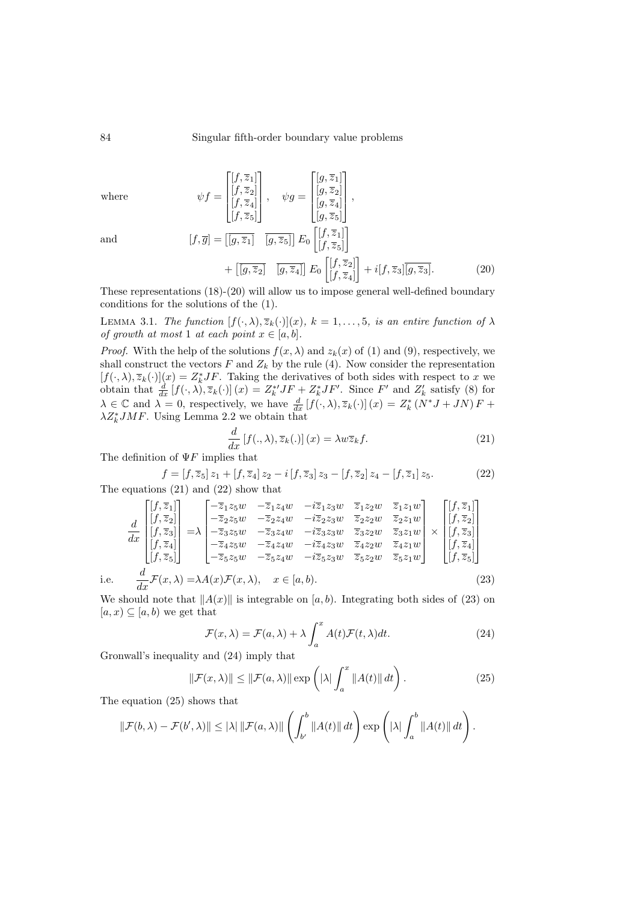where
$$\psi f = \begin{bmatrix}[f,\overline{z}_1]\\ [f,\overline{z}_2]\\ [f,\overline{z}_4]\\ [f,\overline{z}_5]\end{bmatrix}, \quad \psi g = \begin{bmatrix}[g,\overline{z}_1]\\ [g,\overline{z}_2]\\ [g,\overline{z}_4]\\ [g,\overline{z}_5]\end{bmatrix},$$

and
$$[f,\overline{g}] = \begin{bmatrix}\overline{[g,\overline{z}_1]} & \overline{[g,\overline{z}_5]}\end{bmatrix} E_0 \begin{bmatrix}[f,\overline{z}_1]\\ [f,\overline{z}_5]\end{bmatrix} + \begin{bmatrix}\overline{[g,\overline{z}_2]} & \overline{[g,\overline{z}_4]}\end{bmatrix} E_0 \begin{bmatrix}[f,\overline{z}_2]\\ [f,\overline{z}_4]\end{bmatrix} + i[f,\overline{z}_3]\overline{[g,\overline{z}_3]}. \tag{20}$$

These representations (18)-(20) will allow us to impose general well-defined boundary conditions for the solutions of the (1).

LEMMA 3.1. *The function $[f(\cdot,\lambda),\overline{z}_k(\cdot)](x)$, $k=1,\ldots,5$, is an entire function of $\lambda$ of growth at most 1 at each point $x\in[a,b]$.*

*Proof.* With the help of the solutions $f(x,\lambda)$ and $z_k(x)$ of (1) and (9), respectively, we shall construct the vectors $F$ and $Z_k$ by the rule (4). Now consider the representation $[f(\cdot,\lambda),\overline{z}_k(\cdot)](x) = Z_k^* JF$. Taking the derivatives of both sides with respect to $x$ we obtain that $\frac{d}{dx}[f(\cdot,\lambda),\overline{z}_k(\cdot)](x) = Z_k^{*\prime} JF + Z_k^* JF'$. Since $F'$ and $Z_k'$ satisfy (8) for $\lambda\in\mathbb{C}$ and $\lambda=0$, respectively, we have $\frac{d}{dx}[f(\cdot,\lambda),\overline{z}_k(\cdot)](x) = Z_k^*(N^*J+JN)F + \lambda Z_k^* JMF$. Using Lemma 2.2 we obtain that
$$\frac{d}{dx}[f(.,\lambda),\overline{z}_k(.)](x) = \lambda w\overline{z}_k f. \tag{21}$$

The definition of $\Psi F$ implies that
$$f = [f,\overline{z}_5]\,z_1 + [f,\overline{z}_4]\,z_2 - i\,[f,\overline{z}_3]\,z_3 - [f,\overline{z}_2]\,z_4 - [f,\overline{z}_1]\,z_5. \tag{22}$$

The equations (21) and (22) show that
$$\frac{d}{dx}\begin{bmatrix}[f,\overline{z}_1]\\ [f,\overline{z}_2]\\ [f,\overline{z}_3]\\ [f,\overline{z}_4]\\ [f,\overline{z}_5]\end{bmatrix} = \lambda \begin{bmatrix} -\overline{z}_1 z_5 w & -\overline{z}_1 z_4 w & -i\overline{z}_1 z_3 w & \overline{z}_1 z_2 w & \overline{z}_1 z_1 w\\ -\overline{z}_2 z_5 w & -\overline{z}_2 z_4 w & -i\overline{z}_2 z_3 w & \overline{z}_2 z_2 w & \overline{z}_2 z_1 w\\ -\overline{z}_3 z_5 w & -\overline{z}_3 z_4 w & -i\overline{z}_3 z_3 w & \overline{z}_3 z_2 w & \overline{z}_3 z_1 w\\ -\overline{z}_4 z_5 w & -\overline{z}_4 z_4 w & -i\overline{z}_4 z_3 w & \overline{z}_4 z_2 w & \overline{z}_4 z_1 w\\ -\overline{z}_5 z_5 w & -\overline{z}_5 z_4 w & -i\overline{z}_5 z_3 w & \overline{z}_5 z_2 w & \overline{z}_5 z_1 w \end{bmatrix} \times \begin{bmatrix}[f,\overline{z}_1]\\ [f,\overline{z}_2]\\ [f,\overline{z}_3]\\ [f,\overline{z}_4]\\ [f,\overline{z}_5]\end{bmatrix}$$

i.e.
$$\frac{d}{dx}\mathcal{F}(x,\lambda) = \lambda A(x)\mathcal{F}(x,\lambda), \quad x\in[a,b). \tag{23}$$

We should note that $\|A(x)\|$ is integrable on $[a,b)$. Integrating both sides of (23) on $[a,x)\subseteq[a,b)$ we get that
$$\mathcal{F}(x,\lambda) = \mathcal{F}(a,\lambda) + \lambda\int_a^x A(t)\mathcal{F}(t,\lambda)dt. \tag{24}$$

Gronwall's inequality and (24) imply that
$$\|\mathcal{F}(x,\lambda)\| \le \|\mathcal{F}(a,\lambda)\| \exp\left(|\lambda|\int_a^x \|A(t)\|\,dt\right). \tag{25}$$

The equation (25) shows that
$$\|\mathcal{F}(b,\lambda)-\mathcal{F}(b',\lambda)\| \le |\lambda|\,\|\mathcal{F}(a,\lambda)\|\left(\int_{b'}^b \|A(t)\|\,dt\right)\exp\left(|\lambda|\int_a^b \|A(t)\|\,dt\right).$$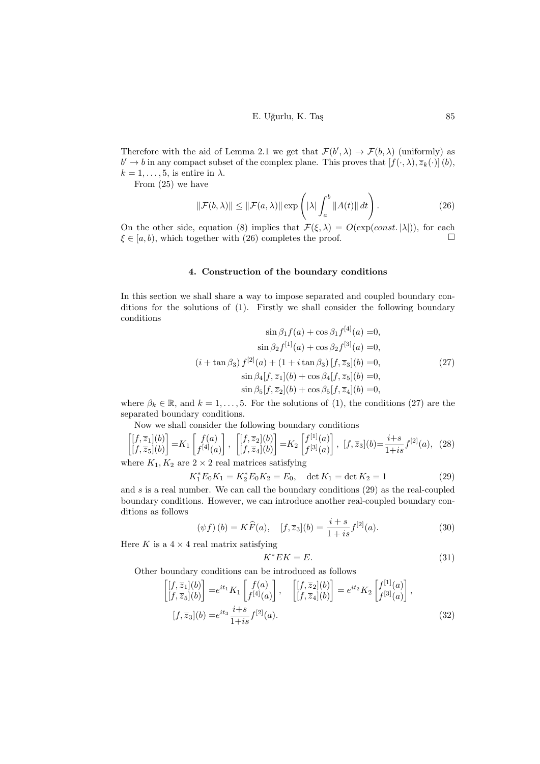Therefore with the aid of Lemma 2.1 we get that $\mathcal{F}(b',\lambda) \to \mathcal{F}(b,\lambda)$ (uniformly) as $b' \to b$ in any compact subset of the complex plane. This proves that $[f(\cdot,\lambda), \overline{z}_k(\cdot)](b)$, $k=1,\ldots,5$, is entire in $\lambda$.

From (25) we have

$$\|\mathcal{F}(b,\lambda)\| \leq \|\mathcal{F}(a,\lambda)\| \exp\left(|\lambda| \int_a^b \|A(t)\|\, dt\right). \tag{26}$$

On the other side, equation (8) implies that $\mathcal{F}(\xi,\lambda) = O(\exp(const.\,|\lambda|))$, for each $\xi \in [a,b)$, which together with (26) completes the proof. □

## 4. Construction of the boundary conditions

In this section we shall share a way to impose separated and coupled boundary conditions for the solutions of (1). Firstly we shall consider the following boundary conditions

$$\begin{aligned}
\sin\beta_1 f(a) + \cos\beta_1 f^{[4]}(a) &= 0,\\
\sin\beta_2 f^{[1]}(a) + \cos\beta_2 f^{[3]}(a) &= 0,\\
(i+\tan\beta_3)\, f^{[2]}(a) + (1+i\tan\beta_3)\,[f,\overline{z}_3](b) &= 0,\\
\sin\beta_4 [f,\overline{z}_1](b) + \cos\beta_4 [f,\overline{z}_5](b) &= 0,\\
\sin\beta_5 [f,\overline{z}_2](b) + \cos\beta_5 [f,\overline{z}_4](b) &= 0,
\end{aligned} \tag{27}$$

where $\beta_k \in \mathbb{R}$, and $k=1,\ldots,5$. For the solutions of (1), the conditions (27) are the separated boundary conditions.

Now we shall consider the following boundary conditions

$$\begin{bmatrix}[f,\overline{z}_1](b)\\ [f,\overline{z}_5](b)\end{bmatrix} = K_1 \begin{bmatrix} f(a)\\ f^{[4]}(a)\end{bmatrix},\ \begin{bmatrix}[f,\overline{z}_2](b)\\ [f,\overline{z}_4](b)\end{bmatrix} = K_2 \begin{bmatrix} f^{[1]}(a)\\ f^{[3]}(a)\end{bmatrix},\ [f,\overline{z}_3](b) = \frac{i+s}{1+is} f^{[2]}(a), \tag{28}$$

where $K_1, K_2$ are $2\times 2$ real matrices satisfying

$$K_1^* E_0 K_1 = K_2^* E_0 K_2 = E_0, \quad \det K_1 = \det K_2 = 1 \tag{29}$$

and $s$ is a real number. We can call the boundary conditions (29) as the real-coupled boundary conditions. However, we can introduce another real-coupled boundary conditions as follows

$$(\psi f)(b) = K\widehat{F}(a), \quad [f,\overline{z}_3](b) = \frac{i+s}{1+is} f^{[2]}(a). \tag{30}$$

Here $K$ is a $4\times 4$ real matrix satisfying

$$K^* E K = E. \tag{31}$$

Other boundary conditions can be introduced as follows

$$\begin{aligned}
\begin{bmatrix}[f,\overline{z}_1](b)\\ [f,\overline{z}_5](b)\end{bmatrix} &= e^{it_1} K_1 \begin{bmatrix} f(a)\\ f^{[4]}(a)\end{bmatrix}, \quad \begin{bmatrix}[f,\overline{z}_2](b)\\ [f,\overline{z}_4](b)\end{bmatrix} = e^{it_2} K_2 \begin{bmatrix} f^{[1]}(a)\\ f^{[3]}(a)\end{bmatrix},\\
[f,\overline{z}_3](b) &= e^{it_3} \frac{i+s}{1+is} f^{[2]}(a).
\end{aligned} \tag{32}$$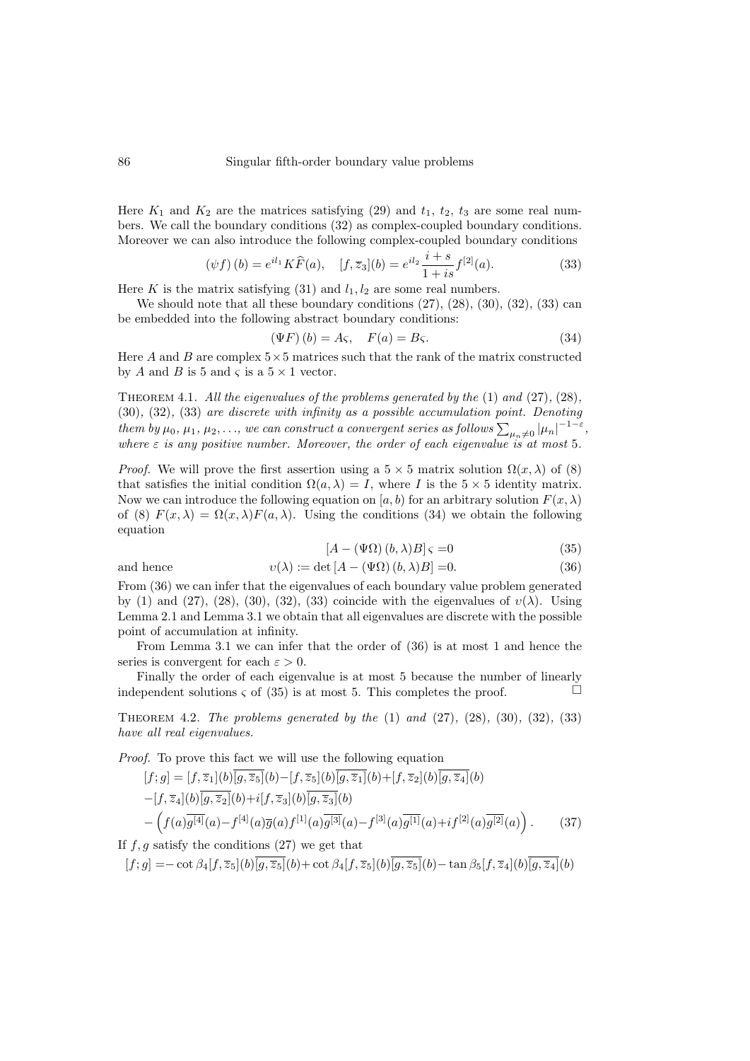Here $K_1$ and $K_2$ are the matrices satisfying (29) and $t_1$, $t_2$, $t_3$ are some real numbers. We call the boundary conditions (32) as complex-coupled boundary conditions. Moreover we can also introduce the following complex-coupled boundary conditions

$$(\psi f)(b) = e^{il_1} K \widehat{F}(a), \quad [f, \overline{z}_3](b) = e^{il_2} \frac{i+s}{1+is} f^{[2]}(a). \tag{33}$$

Here $K$ is the matrix satisfying (31) and $l_1, l_2$ are some real numbers.

We should note that all these boundary conditions (27), (28), (30), (32), (33) can be embedded into the following abstract boundary conditions:

$$(\Psi F)(b) = A\varsigma, \quad F(a) = B\varsigma. \tag{34}$$

Here $A$ and $B$ are complex $5 \times 5$ matrices such that the rank of the matrix constructed by $A$ and $B$ is 5 and $\varsigma$ is a $5 \times 1$ vector.

**Theorem 4.1.** *All the eigenvalues of the problems generated by the* (1) *and* (27), (28), (30), (32), (33) *are discrete with infinity as a possible accumulation point. Denoting them by* $\mu_0, \mu_1, \mu_2, \ldots$, *we can construct a convergent series as follows* $\sum_{\mu_n \neq 0} |\mu_n|^{-1-\varepsilon}$, *where* $\varepsilon$ *is any positive number. Moreover, the order of each eigenvalue is at most* 5.

*Proof.* We will prove the first assertion using a $5 \times 5$ matrix solution $\Omega(x, \lambda)$ of (8) that satisfies the initial condition $\Omega(a, \lambda) = I$, where $I$ is the $5 \times 5$ identity matrix. Now we can introduce the following equation on $[a, b)$ for an arbitrary solution $F(x, \lambda)$ of (8) $F(x, \lambda) = \Omega(x, \lambda) F(a, \lambda)$. Using the conditions (34) we obtain the following equation

$$[A - (\Psi\Omega)(b, \lambda) B]\, \varsigma = 0 \tag{35}$$

and hence

$$\upsilon(\lambda) := \det [A - (\Psi\Omega)(b, \lambda) B] = 0. \tag{36}$$

From (36) we can infer that the eigenvalues of each boundary value problem generated by (1) and (27), (28), (30), (32), (33) coincide with the eigenvalues of $\upsilon(\lambda)$. Using Lemma 2.1 and Lemma 3.1 we obtain that all eigenvalues are discrete with the possible point of accumulation at infinity.

From Lemma 3.1 we can infer that the order of (36) is at most 1 and hence the series is convergent for each $\varepsilon > 0$.

Finally the order of each eigenvalue is at most 5 because the number of linearly independent solutions $\varsigma$ of (35) is at most 5. This completes the proof. □

**Theorem 4.2.** *The problems generated by the* (1) *and* (27), (28), (30), (32), (33) *have all real eigenvalues.*

*Proof.* To prove this fact we will use the following equation

$$\begin{aligned}
[f; g] &= [f, \overline{z}_1](b)\overline{[g, \overline{z}_5]}(b) - [f, \overline{z}_5](b)\overline{[g, \overline{z}_1]}(b) + [f, \overline{z}_2](b)\overline{[g, \overline{z}_4]}(b) \\
&- [f, \overline{z}_4](b)\overline{[g, \overline{z}_2]}(b) + i[f, \overline{z}_3](b)\overline{[g, \overline{z}_3]}(b) \\
&- \left( f(a)\overline{g^{[4]}}(a) - f^{[4]}(a)\overline{g}(a) f^{[1]}(a)\overline{g^{[3]}}(a) - f^{[3]}(a)\overline{g^{[1]}}(a) + i f^{[2]}(a)\overline{g^{[2]}}(a) \right).
\end{aligned} \tag{37}$$

If $f, g$ satisfy the conditions (27) we get that

$$[f; g] = -\cot\beta_4 [f, \overline{z}_5](b)\overline{[g, \overline{z}_5]}(b) + \cot\beta_4 [f, \overline{z}_5](b)\overline{[g, \overline{z}_5]}(b) - \tan\beta_5 [f, \overline{z}_4](b)\overline{[g, \overline{z}_4]}(b)$$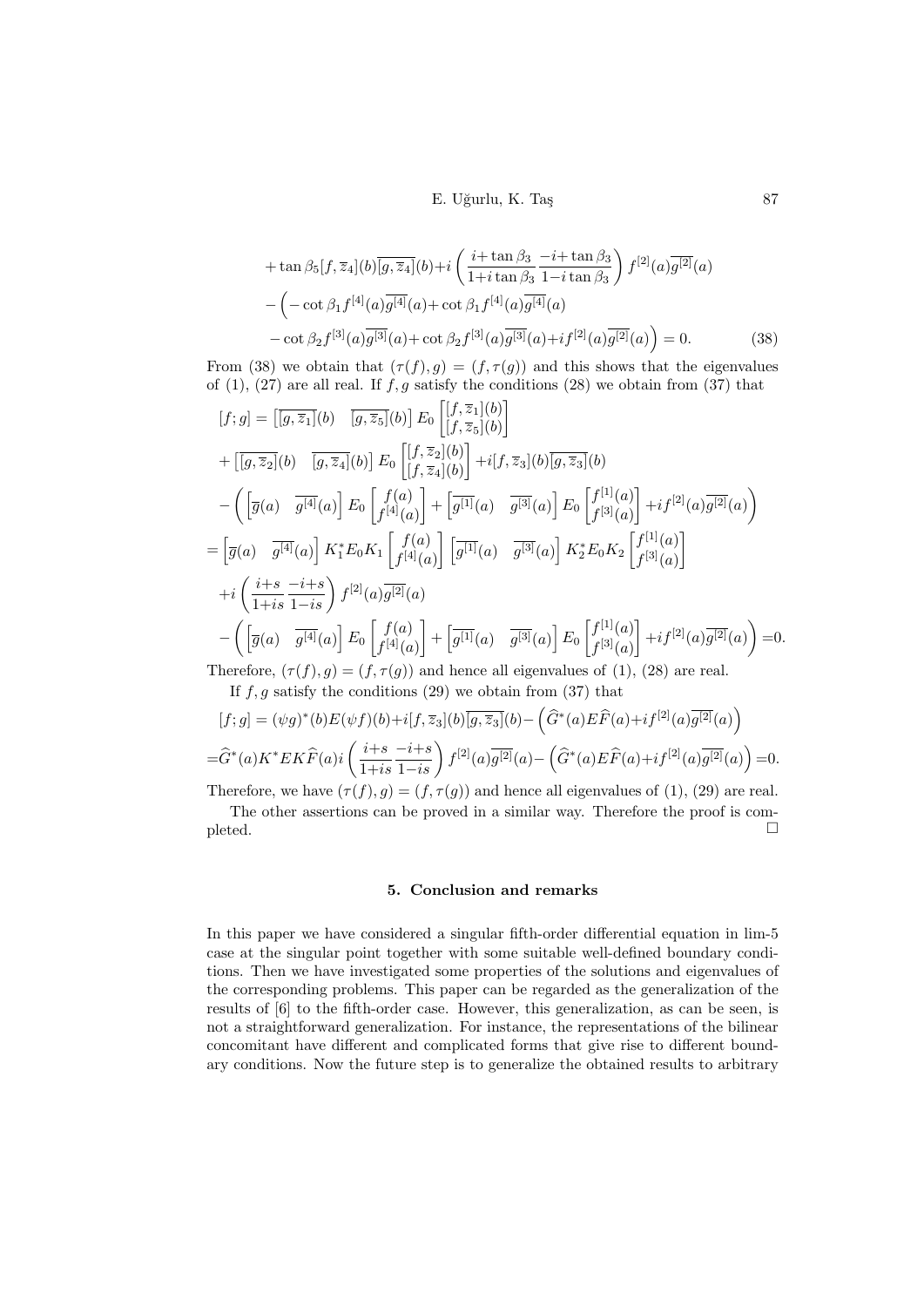$$
\begin{aligned}
&+\tan\beta_5[f,\overline{z}_4](b)\overline{[g,\overline{z_4}]}(b)+i\left(\frac{i+\tan\beta_3}{1+i\tan\beta_3}\,\frac{-i+\tan\beta_3}{1-i\tan\beta_3}\right)f^{[2]}(a)\overline{g^{[2]}}(a)\\
&-\Big(-\cot\beta_1 f^{[4]}(a)\overline{g^{[4]}}(a)+\cot\beta_1 f^{[4]}(a)\overline{g^{[4]}}(a)\\
&\quad-\cot\beta_2 f^{[3]}(a)\overline{g^{[3]}}(a)+\cot\beta_2 f^{[3]}(a)\overline{g^{[3]}}(a)+if^{[2]}(a)\overline{g^{[2]}}(a)\Big)=0. \qquad (38)
\end{aligned}
$$

From (38) we obtain that $(\tau(f),g)=(f,\tau(g))$ and this shows that the eigenvalues of (1), (27) are all real. If $f,g$ satisfy the conditions (28) we obtain from (37) that

$$
\begin{aligned}
[f;g] &= \left[\overline{[g,\overline{z_1}]}(b)\quad \overline{[g,\overline{z}_5]}(b)\right]E_0\begin{bmatrix}[f,\overline{z}_1](b)\\ [f,\overline{z}_5](b)\end{bmatrix}\\
&+\left[\overline{[g,\overline{z}_2]}(b)\quad \overline{[g,\overline{z}_4]}(b)\right]E_0\begin{bmatrix}[f,\overline{z}_2](b)\\ [f,\overline{z}_4](b)\end{bmatrix}+i[f,\overline{z}_3](b)\overline{[g,\overline{z}_3]}(b)\\
&-\left(\left[\overline{g}(a)\quad \overline{g^{[4]}}(a)\right]E_0\begin{bmatrix}f(a)\\ f^{[4]}(a)\end{bmatrix}+\left[\overline{g^{[1]}}(a)\quad \overline{g^{[3]}}(a)\right]E_0\begin{bmatrix}f^{[1]}(a)\\ f^{[3]}(a)\end{bmatrix}+if^{[2]}(a)\overline{g^{[2]}}(a)\right)\\
&=\left[\overline{g}(a)\quad \overline{g^{[4]}}(a)\right]K_1^*E_0K_1\begin{bmatrix}f(a)\\ f^{[4]}(a)\end{bmatrix}\left[\overline{g^{[1]}}(a)\quad \overline{g^{[3]}}(a)\right]K_2^*E_0K_2\begin{bmatrix}f^{[1]}(a)\\ f^{[3]}(a)\end{bmatrix}\\
&+i\left(\frac{i+s}{1+is}\,\frac{-i+s}{1-is}\right)f^{[2]}(a)\overline{g^{[2]}}(a)\\
&-\left(\left[\overline{g}(a)\quad \overline{g^{[4]}}(a)\right]E_0\begin{bmatrix}f(a)\\ f^{[4]}(a)\end{bmatrix}+\left[\overline{g^{[1]}}(a)\quad \overline{g^{[3]}}(a)\right]E_0\begin{bmatrix}f^{[1]}(a)\\ f^{[3]}(a)\end{bmatrix}+if^{[2]}(a)\overline{g^{[2]}}(a)\right)=0.
\end{aligned}
$$

Therefore, $(\tau(f),g)=(f,\tau(g))$ and hence all eigenvalues of (1), (28) are real.

If $f,g$ satisfy the conditions (29) we obtain from (37) that

$$
\begin{aligned}
[f;g]&=(\psi g)^*(b)E(\psi f)(b)+i[f,\overline{z}_3](b)\overline{[g,\overline{z}_3]}(b)-\left(\widehat{G}^*(a)E\widehat{F}(a)+if^{[2]}(a)\overline{g^{[2]}}(a)\right)\\
&=\widehat{G}^*(a)K^*EK\widehat{F}(a)i\left(\frac{i+s}{1+is}\,\frac{-i+s}{1-is}\right)f^{[2]}(a)\overline{g^{[2]}}(a)-\left(\widehat{G}^*(a)E\widehat{F}(a)+if^{[2]}(a)\overline{g^{[2]}}(a)\right)=0.
\end{aligned}
$$

Therefore, we have $(\tau(f),g)=(f,\tau(g))$ and hence all eigenvalues of (1), (29) are real.

The other assertions can be proved in a similar way. Therefore the proof is completed. □

## 5. Conclusion and remarks

In this paper we have considered a singular fifth-order differential equation in lim-5 case at the singular point together with some suitable well-defined boundary conditions. Then we have investigated some properties of the solutions and eigenvalues of the corresponding problems. This paper can be regarded as the generalization of the results of [6] to the fifth-order case. However, this generalization, as can be seen, is not a straightforward generalization. For instance, the representations of the bilinear concomitant have different and complicated forms that give rise to different boundary conditions. Now the future step is to generalize the obtained results to arbitrary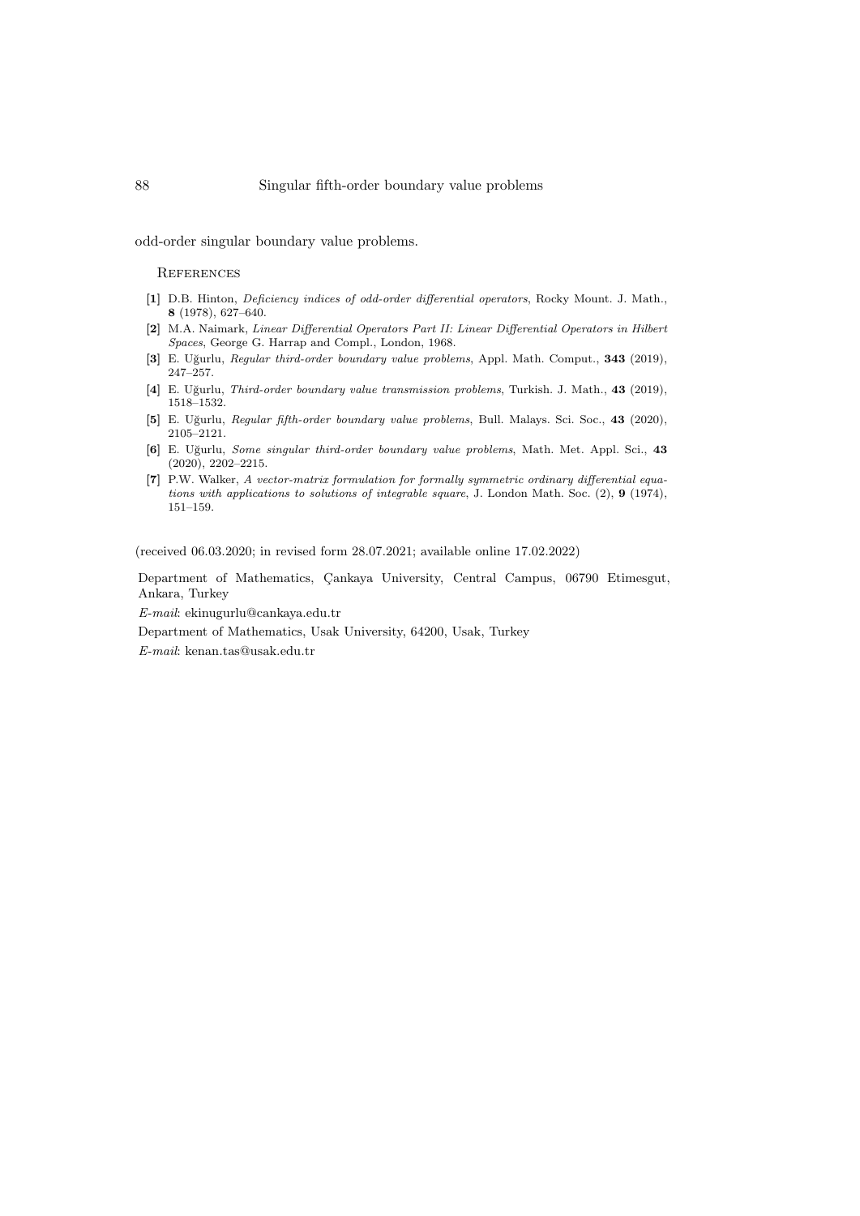odd-order singular boundary value problems.

## References

**[1]** D.B. Hinton, *Deficiency indices of odd-order differential operators*, Rocky Mount. J. Math., **8** (1978), 627–640.

**[2]** M.A. Naimark, *Linear Differential Operators Part II: Linear Differential Operators in Hilbert Spaces*, George G. Harrap and Compl., London, 1968.

**[3]** E. Uğurlu, *Regular third-order boundary value problems*, Appl. Math. Comput., **343** (2019), 247–257.

**[4]** E. Uğurlu, *Third-order boundary value transmission problems*, Turkish. J. Math., **43** (2019), 1518–1532.

**[5]** E. Uğurlu, *Regular fifth-order boundary value problems*, Bull. Malays. Sci. Soc., **43** (2020), 2105–2121.

**[6]** E. Uğurlu, *Some singular third-order boundary value problems*, Math. Met. Appl. Sci., **43** (2020), 2202–2215.

**[7]** P.W. Walker, *A vector-matrix formulation for formally symmetric ordinary differential equations with applications to solutions of integrable square*, J. London Math. Soc. (2), **9** (1974), 151–159.

(received 06.03.2020; in revised form 28.07.2021; available online 17.02.2022)

Department of Mathematics, Çankaya University, Central Campus, 06790 Etimesgut, Ankara, Turkey

*E-mail*: ekinugurlu@cankaya.edu.tr

Department of Mathematics, Usak University, 64200, Usak, Turkey

*E-mail*: kenan.tas@usak.edu.tr